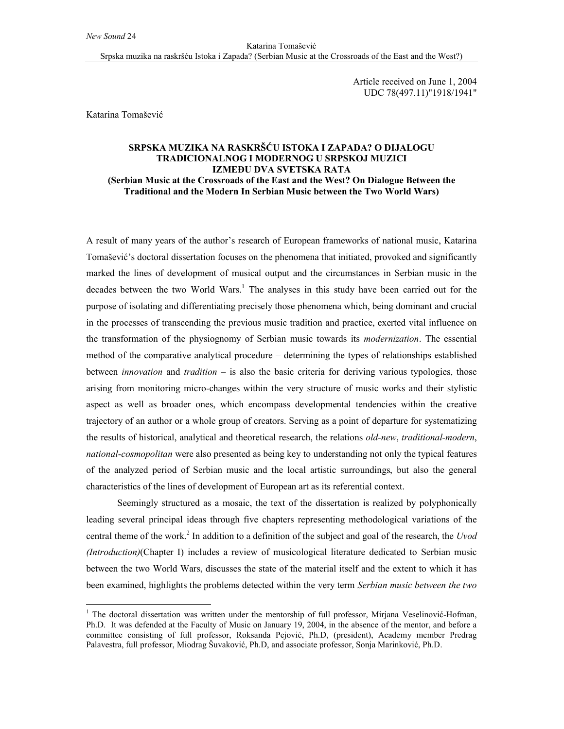Article received on June 1, 2004
UDC 78(497.11)"1918/1941"

Katarina Tomašević

## SRPSKA MUZIKA NA RASKRŠĆU ISTOKA I ZAPADA? O DIJALOGU TRADICIONALNOG I MODERNOG U SRPSKOJ MUZICI IZMEĐU DVA SVETSKA RATA
## (Serbian Music at the Crossroads of the East and the West? On Dialogue Between the Traditional and the Modern In Serbian Music between the Two World Wars)

A result of many years of the author's research of European frameworks of national music, Katarina Tomašević's doctoral dissertation focuses on the phenomena that initiated, provoked and significantly marked the lines of development of musical output and the circumstances in Serbian music in the decades between the two World Wars.[1] The analyses in this study have been carried out for the purpose of isolating and differentiating precisely those phenomena which, being dominant and crucial in the processes of transcending the previous music tradition and practice, exerted vital influence on the transformation of the physiognomy of Serbian music towards its *modernization*. The essential method of the comparative analytical procedure – determining the types of relationships established between *innovation* and *tradition* – is also the basic criteria for deriving various typologies, those arising from monitoring micro-changes within the very structure of music works and their stylistic aspect as well as broader ones, which encompass developmental tendencies within the creative trajectory of an author or a whole group of creators. Serving as a point of departure for systematizing the results of historical, analytical and theoretical research, the relations *old-new*, *traditional-modern*, *national-cosmopolitan* were also presented as being key to understanding not only the typical features of the analyzed period of Serbian music and the local artistic surroundings, but also the general characteristics of the lines of development of European art as its referential context.

Seemingly structured as a mosaic, the text of the dissertation is realized by polyphonically leading several principal ideas through five chapters representing methodological variations of the central theme of the work.[2] In addition to a definition of the subject and goal of the research, the *Uvod (Introduction)*(Chapter I) includes a review of musicological literature dedicated to Serbian music between the two World Wars, discusses the state of the material itself and the extent to which it has been examined, highlights the problems detected within the very term *Serbian music between the two*

---

[1] The doctoral dissertation was written under the mentorship of full professor, Mirjana Veselinović-Hofman, Ph.D. It was defended at the Faculty of Music on January 19, 2004, in the absence of the mentor, and before a committee consisting of full professor, Roksanda Pejović, Ph.D, (president), Academy member Predrag Palavestra, full professor, Miodrag Šuvaković, Ph.D, and associate professor, Sonja Marinković, Ph.D.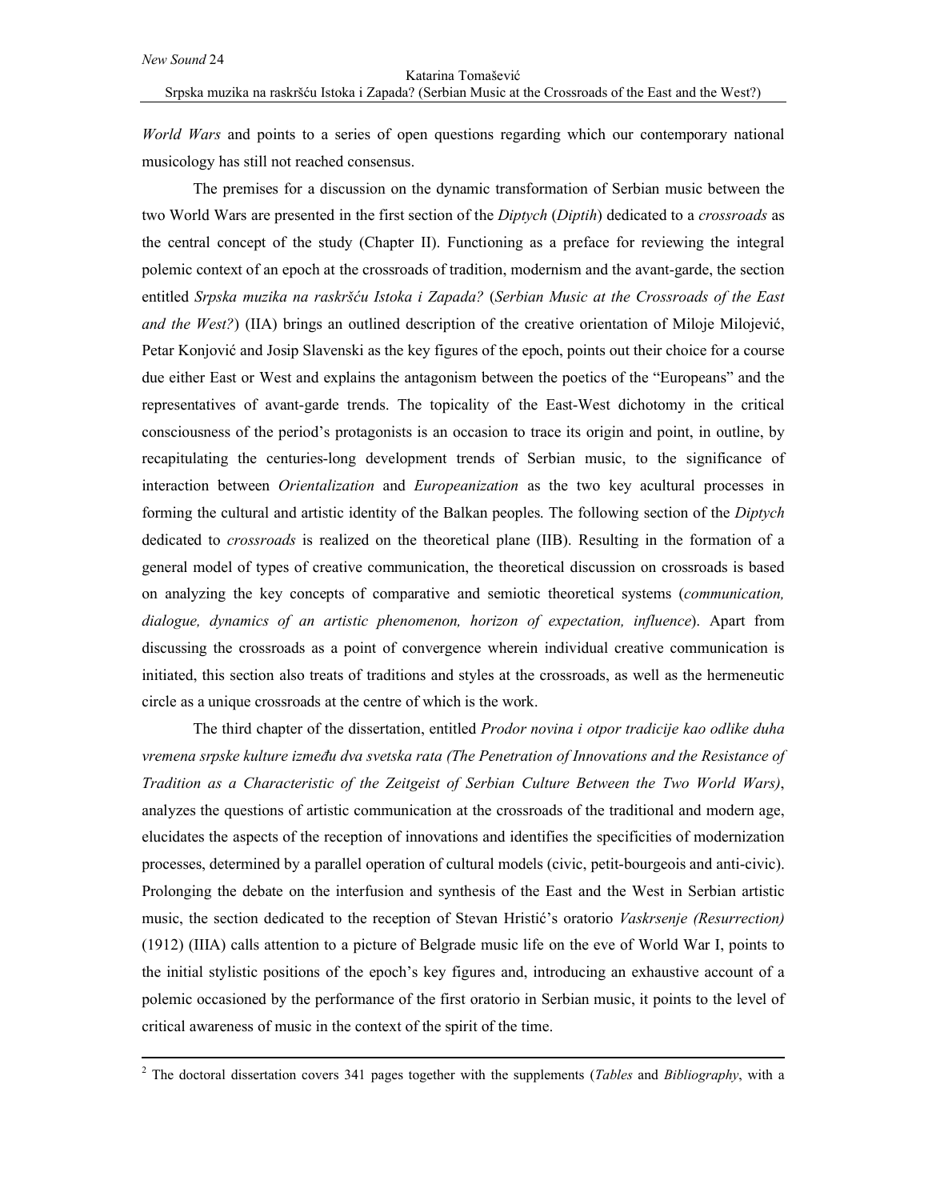*World Wars* and points to a series of open questions regarding which our contemporary national musicology has still not reached consensus.

The premises for a discussion on the dynamic transformation of Serbian music between the two World Wars are presented in the first section of the *Diptych* (*Diptih*) dedicated to a *crossroads* as the central concept of the study (Chapter II). Functioning as a preface for reviewing the integral polemic context of an epoch at the crossroads of tradition, modernism and the avant-garde, the section entitled *Srpska muzika na raskršću Istoka i Zapada?* (*Serbian Music at the Crossroads of the East and the West?*) (IIA) brings an outlined description of the creative orientation of Miloje Milojević, Petar Konjović and Josip Slavenski as the key figures of the epoch, points out their choice for a course due either East or West and explains the antagonism between the poetics of the "Europeans" and the representatives of avant-garde trends. The topicality of the East-West dichotomy in the critical consciousness of the period's protagonists is an occasion to trace its origin and point, in outline, by recapitulating the centuries-long development trends of Serbian music, to the significance of interaction between *Orientalization* and *Europeanization* as the two key acultural processes in forming the cultural and artistic identity of the Balkan peoples. The following section of the *Diptych* dedicated to *crossroads* is realized on the theoretical plane (IIB). Resulting in the formation of a general model of types of creative communication, the theoretical discussion on crossroads is based on analyzing the key concepts of comparative and semiotic theoretical systems (*communication, dialogue, dynamics of an artistic phenomenon, horizon of expectation, influence*). Apart from discussing the crossroads as a point of convergence wherein individual creative communication is initiated, this section also treats of traditions and styles at the crossroads, as well as the hermeneutic circle as a unique crossroads at the centre of which is the work.

The third chapter of the dissertation, entitled *Prodor novina i otpor tradicije kao odlike duha vremena srpske kulture između dva svetska rata (The Penetration of Innovations and the Resistance of Tradition as a Characteristic of the Zeitgeist of Serbian Culture Between the Two World Wars)*, analyzes the questions of artistic communication at the crossroads of the traditional and modern age, elucidates the aspects of the reception of innovations and identifies the specificities of modernization processes, determined by a parallel operation of cultural models (civic, petit-bourgeois and anti-civic). Prolonging the debate on the interfusion and synthesis of the East and the West in Serbian artistic music, the section dedicated to the reception of Stevan Hristić's oratorio *Vaskrsenje (Resurrection)* (1912) (IIIA) calls attention to a picture of Belgrade music life on the eve of World War I, points to the initial stylistic positions of the epoch's key figures and, introducing an exhaustive account of a polemic occasioned by the performance of the first oratorio in Serbian music, it points to the level of critical awareness of music in the context of the spirit of the time.

[2] The doctoral dissertation covers 341 pages together with the supplements (*Tables* and *Bibliography*, with a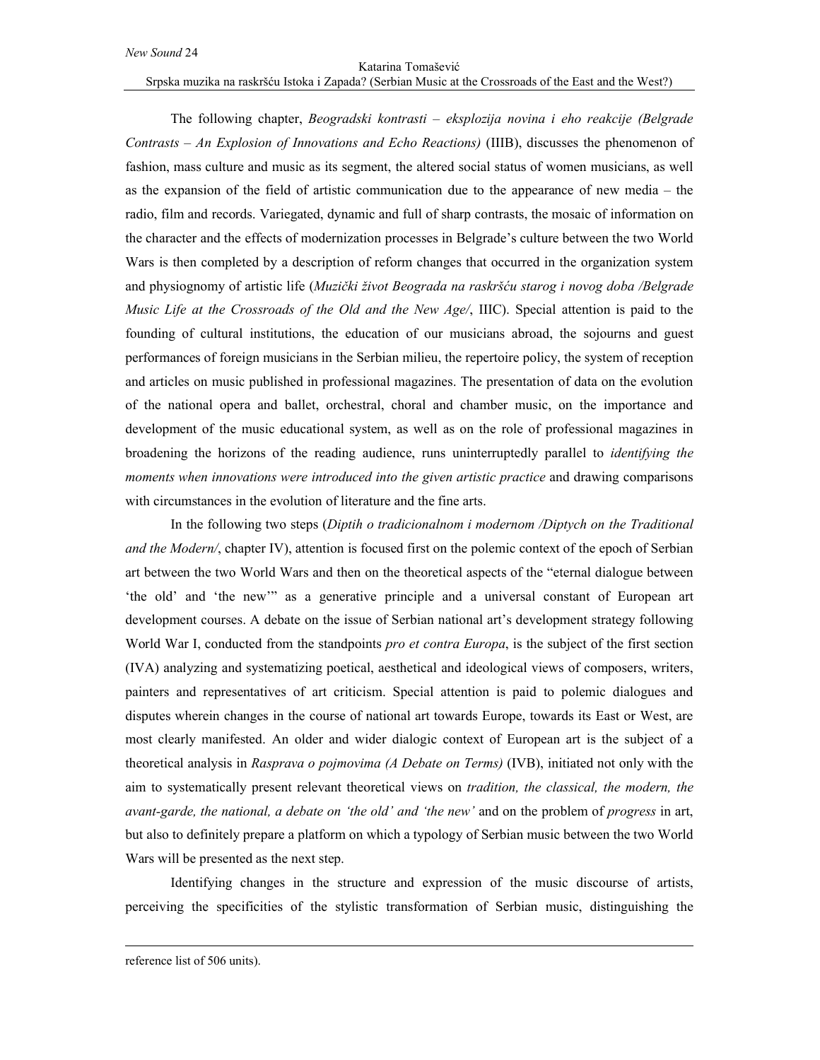The following chapter, *Beogradski kontrasti – eksplozija novina i eho reakcije (Belgrade Contrasts – An Explosion of Innovations and Echo Reactions)* (IIIB), discusses the phenomenon of fashion, mass culture and music as its segment, the altered social status of women musicians, as well as the expansion of the field of artistic communication due to the appearance of new media – the radio, film and records. Variegated, dynamic and full of sharp contrasts, the mosaic of information on the character and the effects of modernization processes in Belgrade's culture between the two World Wars is then completed by a description of reform changes that occurred in the organization system and physiognomy of artistic life (*Muzički život Beograda na raskršću starog i novog doba /Belgrade Music Life at the Crossroads of the Old and the New Age/*, IIIC). Special attention is paid to the founding of cultural institutions, the education of our musicians abroad, the sojourns and guest performances of foreign musicians in the Serbian milieu, the repertoire policy, the system of reception and articles on music published in professional magazines. The presentation of data on the evolution of the national opera and ballet, orchestral, choral and chamber music, on the importance and development of the music educational system, as well as on the role of professional magazines in broadening the horizons of the reading audience, runs uninterruptedly parallel to *identifying the moments when innovations were introduced into the given artistic practice* and drawing comparisons with circumstances in the evolution of literature and the fine arts.

In the following two steps (*Diptih o tradicionalnom i modernom /Diptych on the Traditional and the Modern/*, chapter IV), attention is focused first on the polemic context of the epoch of Serbian art between the two World Wars and then on the theoretical aspects of the "eternal dialogue between 'the old' and 'the new'" as a generative principle and a universal constant of European art development courses. A debate on the issue of Serbian national art's development strategy following World War I, conducted from the standpoints *pro et contra Europa*, is the subject of the first section (IVA) analyzing and systematizing poetical, aesthetical and ideological views of composers, writers, painters and representatives of art criticism. Special attention is paid to polemic dialogues and disputes wherein changes in the course of national art towards Europe, towards its East or West, are most clearly manifested. An older and wider dialogic context of European art is the subject of a theoretical analysis in *Rasprava o pojmovima (A Debate on Terms)* (IVB), initiated not only with the aim to systematically present relevant theoretical views on *tradition, the classical, the modern, the avant-garde, the national, a debate on 'the old' and 'the new'* and on the problem of *progress* in art, but also to definitely prepare a platform on which a typology of Serbian music between the two World Wars will be presented as the next step.

Identifying changes in the structure and expression of the music discourse of artists, perceiving the specificities of the stylistic transformation of Serbian music, distinguishing the

reference list of 506 units).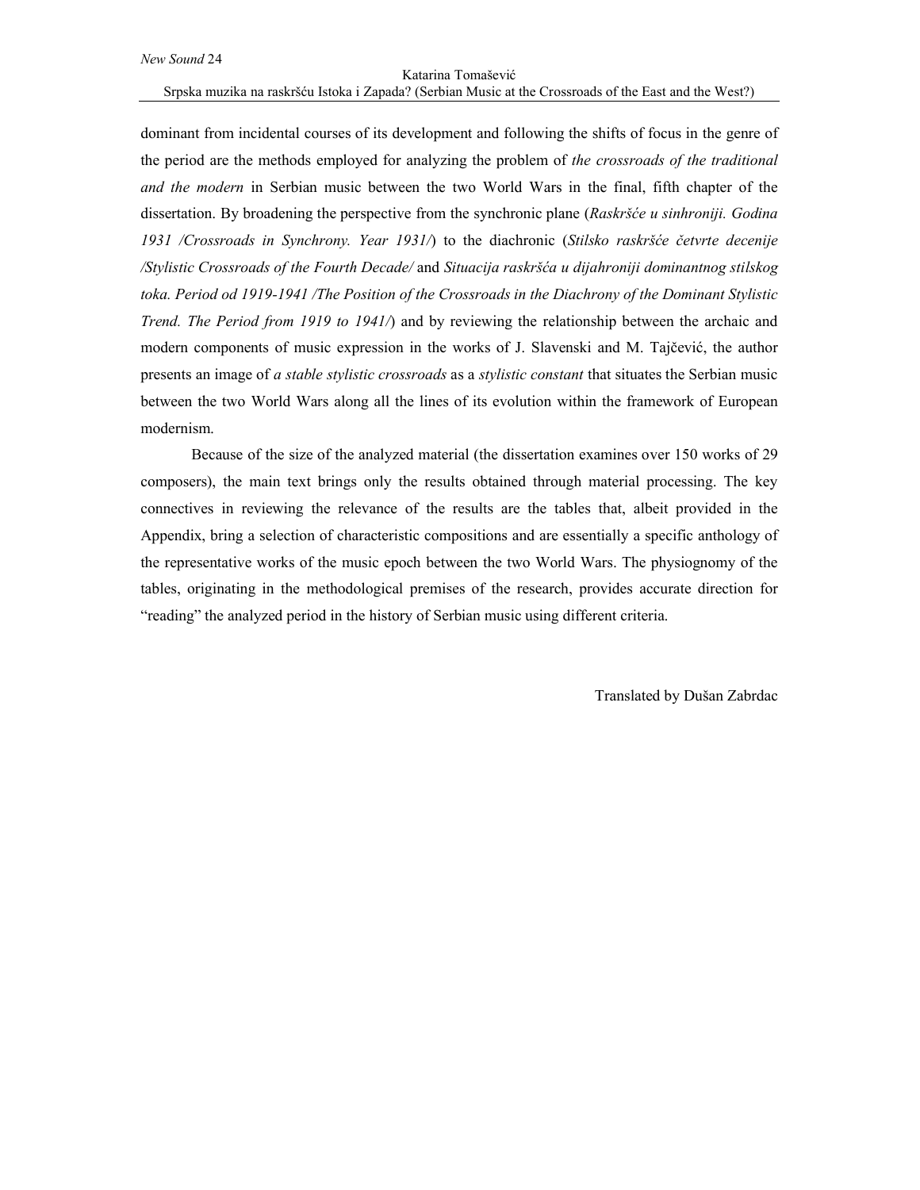dominant from incidental courses of its development and following the shifts of focus in the genre of the period are the methods employed for analyzing the problem of *the crossroads of the traditional and the modern* in Serbian music between the two World Wars in the final, fifth chapter of the dissertation. By broadening the perspective from the synchronic plane (*Raskršće u sinhroniji. Godina 1931 /Crossroads in Synchrony. Year 1931/*) to the diachronic (*Stilsko raskršće četvrte decenije /Stylistic Crossroads of the Fourth Decade/* and *Situacija raskršća u dijahroniji dominantnog stilskog toka. Period od 1919-1941 /The Position of the Crossroads in the Diachrony of the Dominant Stylistic Trend. The Period from 1919 to 1941/*) and by reviewing the relationship between the archaic and modern components of music expression in the works of J. Slavenski and M. Tajčević, the author presents an image of *a stable stylistic crossroads* as a *stylistic constant* that situates the Serbian music between the two World Wars along all the lines of its evolution within the framework of European modernism.

Because of the size of the analyzed material (the dissertation examines over 150 works of 29 composers), the main text brings only the results obtained through material processing. The key connectives in reviewing the relevance of the results are the tables that, albeit provided in the Appendix, bring a selection of characteristic compositions and are essentially a specific anthology of the representative works of the music epoch between the two World Wars. The physiognomy of the tables, originating in the methodological premises of the research, provides accurate direction for "reading" the analyzed period in the history of Serbian music using different criteria.

Translated by Dušan Zabrdac